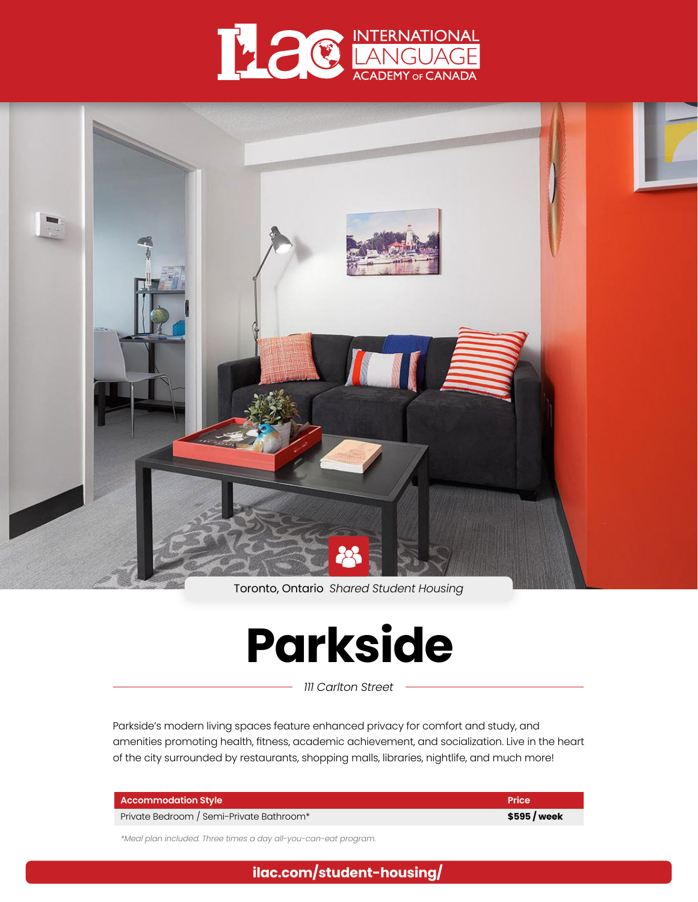ILAC INTERNATIONAL LANGUAGE ACADEMY OF CANADA

Toronto, Ontario *Shared Student Housing*

# Parkside

*111 Carlton Street*

Parkside's modern living spaces feature enhanced privacy for comfort and study, and amenities promoting health, fitness, academic achievement, and socialization. Live in the heart of the city surrounded by restaurants, shopping malls, libraries, nightlife, and much more!

| Accommodation Style | Price |
|---|---|
| Private Bedroom / Semi-Private Bathroom* | **$595 / week** |

*\*Meal plan included. Three times a day all-you-can-eat program.*

**ilac.com/student-housing/**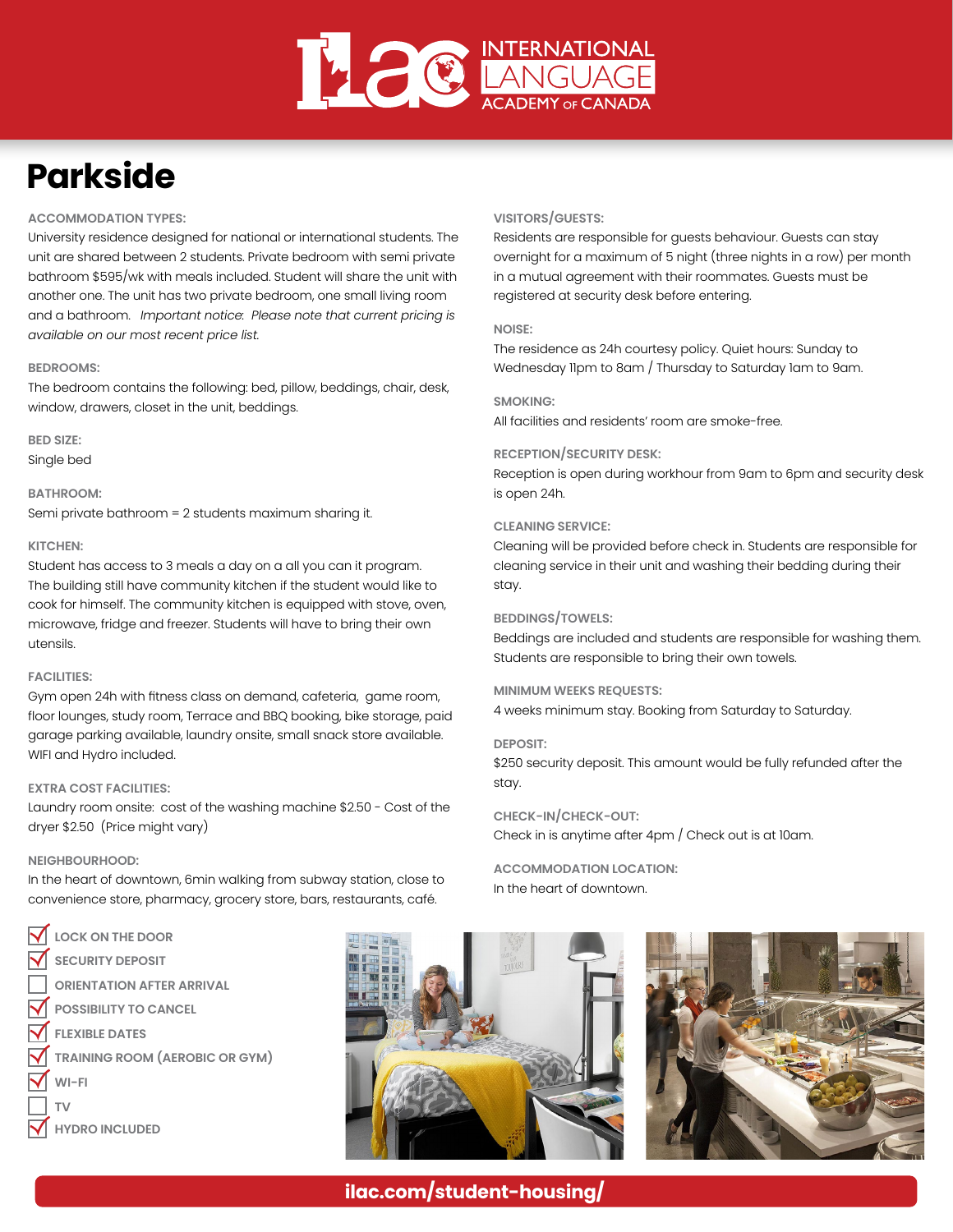# Parkside

**ACCOMMODATION TYPES:**
University residence designed for national or international students. The unit are shared between 2 students. Private bedroom with semi private bathroom $595/wk with meals included. Student will share the unit with another one. The unit has two private bedroom, one small living room and a bathroom. *Important notice: Please note that current pricing is available on our most recent price list.*

**BEDROOMS:**
The bedroom contains the following: bed, pillow, beddings, chair, desk, window, drawers, closet in the unit, beddings.

**BED SIZE:**
Single bed

**BATHROOM:**
Semi private bathroom = 2 students maximum sharing it.

**KITCHEN:**
Student has access to 3 meals a day on a all you can it program. The building still have community kitchen if the student would like to cook for himself. The community kitchen is equipped with stove, oven, microwave, fridge and freezer. Students will have to bring their own utensils.

**FACILITIES:**
Gym open 24h with fitness class on demand, cafeteria, game room, floor lounges, study room, Terrace and BBQ booking, bike storage, paid garage parking available, laundry onsite, small snack store available. WIFI and Hydro included.

**EXTRA COST FACILITIES:**
Laundry room onsite: cost of the washing machine $2.50 - Cost of the dryer $2.50 (Price might vary)

**NEIGHBOURHOOD:**
In the heart of downtown, 6min walking from subway station, close to convenience store, pharmacy, grocery store, bars, restaurants, café.

**VISITORS/GUESTS:**
Residents are responsible for guests behaviour. Guests can stay overnight for a maximum of 5 night (three nights in a row) per month in a mutual agreement with their roommates. Guests must be registered at security desk before entering.

**NOISE:**
The residence as 24h courtesy policy. Quiet hours: Sunday to Wednesday 11pm to 8am / Thursday to Saturday 1am to 9am.

**SMOKING:**
All facilities and residents' room are smoke-free.

**RECEPTION/SECURITY DESK:**
Reception is open during workhour from 9am to 6pm and security desk is open 24h.

**CLEANING SERVICE:**
Cleaning will be provided before check in. Students are responsible for cleaning service in their unit and washing their bedding during their stay.

**BEDDINGS/TOWELS:**
Beddings are included and students are responsible for washing them. Students are responsible to bring their own towels.

**MINIMUM WEEKS REQUESTS:**
4 weeks minimum stay. Booking from Saturday to Saturday.

**DEPOSIT:**
$250 security deposit. This amount would be fully refunded after the stay.

**CHECK-IN/CHECK-OUT:**
Check in is anytime after 4pm / Check out is at 10am.

**ACCOMMODATION LOCATION:**
In the heart of downtown.

- [x] LOCK ON THE DOOR
- [x] SECURITY DEPOSIT
- [ ] ORIENTATION AFTER ARRIVAL
- [x] POSSIBILITY TO CANCEL
- [x] FLEXIBLE DATES
- [x] TRAINING ROOM (AEROBIC OR GYM)
- [x] WI-FI
- [ ] TV
- [x] HYDRO INCLUDED

**ilac.com/student-housing/**